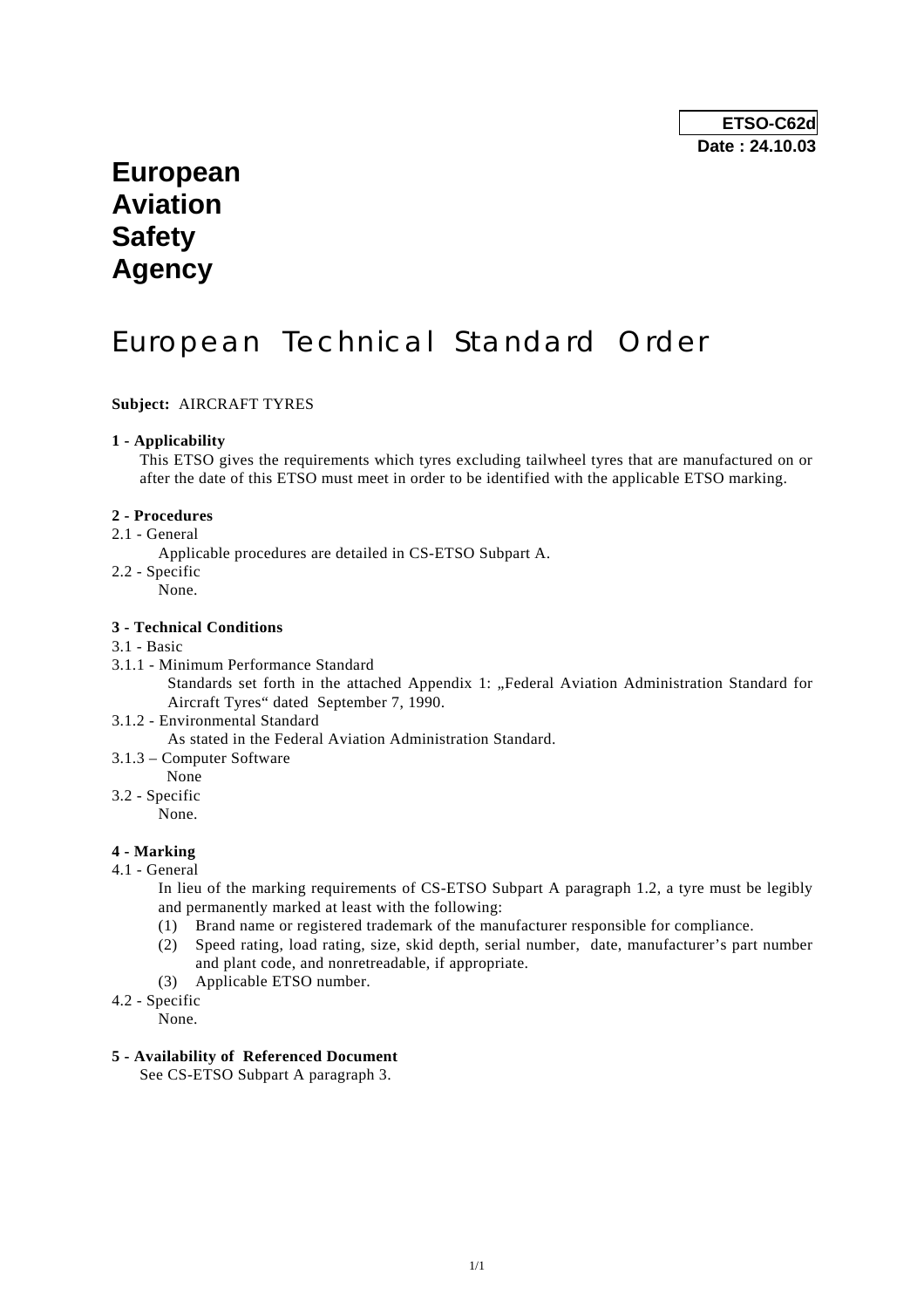**ETSO-C62d**
**Date : 24.10.03**

# European Aviation Safety Agency

# European Technical Standard Order

**Subject:** AIRCRAFT TYRES

**1 - Applicability**

This ETSO gives the requirements which tyres excluding tailwheel tyres that are manufactured on or after the date of this ETSO must meet in order to be identified with the applicable ETSO marking.

**2 - Procedures**

2.1 - General

Applicable procedures are detailed in CS-ETSO Subpart A.

2.2 - Specific

None.

**3 - Technical Conditions**

3.1 - Basic

3.1.1 - Minimum Performance Standard

Standards set forth in the attached Appendix 1: „Federal Aviation Administration Standard for Aircraft Tyres" dated September 7, 1990.

3.1.2 - Environmental Standard

As stated in the Federal Aviation Administration Standard.

3.1.3 – Computer Software

None

3.2 - Specific

None.

**4 - Marking**

4.1 - General

In lieu of the marking requirements of CS-ETSO Subpart A paragraph 1.2, a tyre must be legibly and permanently marked at least with the following:

(1) Brand name or registered trademark of the manufacturer responsible for compliance.
(2) Speed rating, load rating, size, skid depth, serial number, date, manufacturer's part number and plant code, and nonretreadable, if appropriate.
(3) Applicable ETSO number.

4.2 - Specific

None.

**5 - Availability of Referenced Document**

See CS-ETSO Subpart A paragraph 3.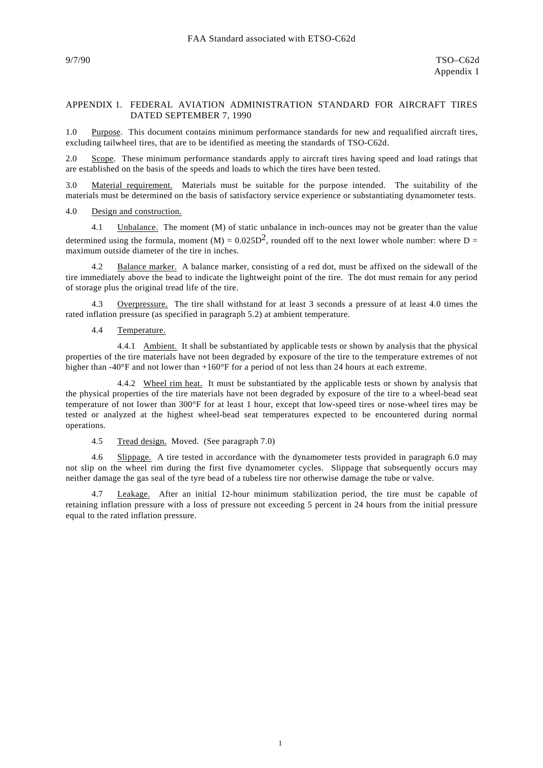## APPENDIX 1. FEDERAL AVIATION ADMINISTRATION STANDARD FOR AIRCRAFT TIRES DATED SEPTEMBER 7, 1990

1.0 Purpose. This document contains minimum performance standards for new and requalified aircraft tires, excluding tailwheel tires, that are to be identified as meeting the standards of TSO-C62d.

2.0 Scope. These minimum performance standards apply to aircraft tires having speed and load ratings that are established on the basis of the speeds and loads to which the tires have been tested.

3.0 Material requirement. Materials must be suitable for the purpose intended. The suitability of the materials must be determined on the basis of satisfactory service experience or substantiating dynamometer tests.

4.0 Design and construction.

4.1 Unbalance. The moment (M) of static unbalance in inch-ounces may not be greater than the value determined using the formula, moment $(M) = 0.025D^2$, rounded off to the next lower whole number: where D = maximum outside diameter of the tire in inches.

4.2 Balance marker. A balance marker, consisting of a red dot, must be affixed on the sidewall of the tire immediately above the bead to indicate the lightweight point of the tire. The dot must remain for any period of storage plus the original tread life of the tire.

4.3 Overpressure. The tire shall withstand for at least 3 seconds a pressure of at least 4.0 times the rated inflation pressure (as specified in paragraph 5.2) at ambient temperature.

4.4 Temperature.

4.4.1 Ambient. It shall be substantiated by applicable tests or shown by analysis that the physical properties of the tire materials have not been degraded by exposure of the tire to the temperature extremes of not higher than -40°F and not lower than +160°F for a period of not less than 24 hours at each extreme.

4.4.2 Wheel rim heat. It must be substantiated by the applicable tests or shown by analysis that the physical properties of the tire materials have not been degraded by exposure of the tire to a wheel-bead seat temperature of not lower than 300°F for at least 1 hour, except that low-speed tires or nose-wheel tires may be tested or analyzed at the highest wheel-bead seat temperatures expected to be encountered during normal operations.

4.5 Tread design. Moved. (See paragraph 7.0)

4.6 Slippage. A tire tested in accordance with the dynamometer tests provided in paragraph 6.0 may not slip on the wheel rim during the first five dynamometer cycles. Slippage that subsequently occurs may neither damage the gas seal of the tyre bead of a tubeless tire nor otherwise damage the tube or valve.

4.7 Leakage. After an initial 12-hour minimum stabilization period, the tire must be capable of retaining inflation pressure with a loss of pressure not exceeding 5 percent in 24 hours from the initial pressure equal to the rated inflation pressure.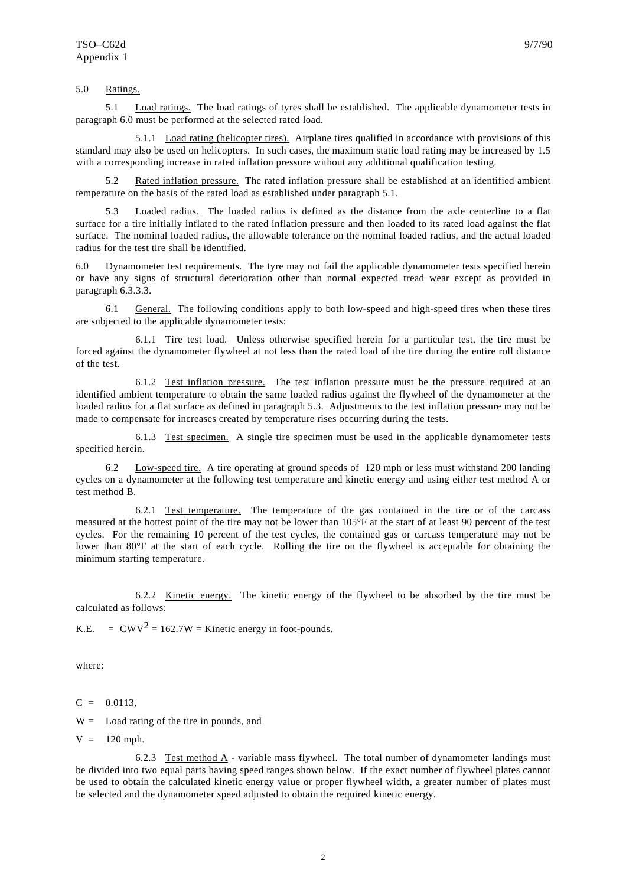5.0 Ratings.

5.1 Load ratings. The load ratings of tyres shall be established. The applicable dynamometer tests in paragraph 6.0 must be performed at the selected rated load.

5.1.1 Load rating (helicopter tires). Airplane tires qualified in accordance with provisions of this standard may also be used on helicopters. In such cases, the maximum static load rating may be increased by 1.5 with a corresponding increase in rated inflation pressure without any additional qualification testing.

5.2 Rated inflation pressure. The rated inflation pressure shall be established at an identified ambient temperature on the basis of the rated load as established under paragraph 5.1.

5.3 Loaded radius. The loaded radius is defined as the distance from the axle centerline to a flat surface for a tire initially inflated to the rated inflation pressure and then loaded to its rated load against the flat surface. The nominal loaded radius, the allowable tolerance on the nominal loaded radius, and the actual loaded radius for the test tire shall be identified.

6.0 Dynamometer test requirements. The tyre may not fail the applicable dynamometer tests specified herein or have any signs of structural deterioration other than normal expected tread wear except as provided in paragraph 6.3.3.3.

6.1 General. The following conditions apply to both low-speed and high-speed tires when these tires are subjected to the applicable dynamometer tests:

6.1.1 Tire test load. Unless otherwise specified herein for a particular test, the tire must be forced against the dynamometer flywheel at not less than the rated load of the tire during the entire roll distance of the test.

6.1.2 Test inflation pressure. The test inflation pressure must be the pressure required at an identified ambient temperature to obtain the same loaded radius against the flywheel of the dynamometer at the loaded radius for a flat surface as defined in paragraph 5.3. Adjustments to the test inflation pressure may not be made to compensate for increases created by temperature rises occurring during the tests.

6.1.3 Test specimen. A single tire specimen must be used in the applicable dynamometer tests specified herein.

6.2 Low-speed tire. A tire operating at ground speeds of 120 mph or less must withstand 200 landing cycles on a dynamometer at the following test temperature and kinetic energy and using either test method A or test method B.

6.2.1 Test temperature. The temperature of the gas contained in the tire or of the carcass measured at the hottest point of the tire may not be lower than 105°F at the start of at least 90 percent of the test cycles. For the remaining 10 percent of the test cycles, the contained gas or carcass temperature may not be lower than 80°F at the start of each cycle. Rolling the tire on the flywheel is acceptable for obtaining the minimum starting temperature.

6.2.2 Kinetic energy. The kinetic energy of the flywheel to be absorbed by the tire must be calculated as follows:

$$\text{K.E.} = CWV^2 = 162.7W = \text{Kinetic energy in foot-pounds.}$$

where:

$C$ = 0.0113,

$W$ = Load rating of the tire in pounds, and

$V$ = 120 mph.

6.2.3 Test method A - variable mass flywheel. The total number of dynamometer landings must be divided into two equal parts having speed ranges shown below. If the exact number of flywheel plates cannot be used to obtain the calculated kinetic energy value or proper flywheel width, a greater number of plates must be selected and the dynamometer speed adjusted to obtain the required kinetic energy.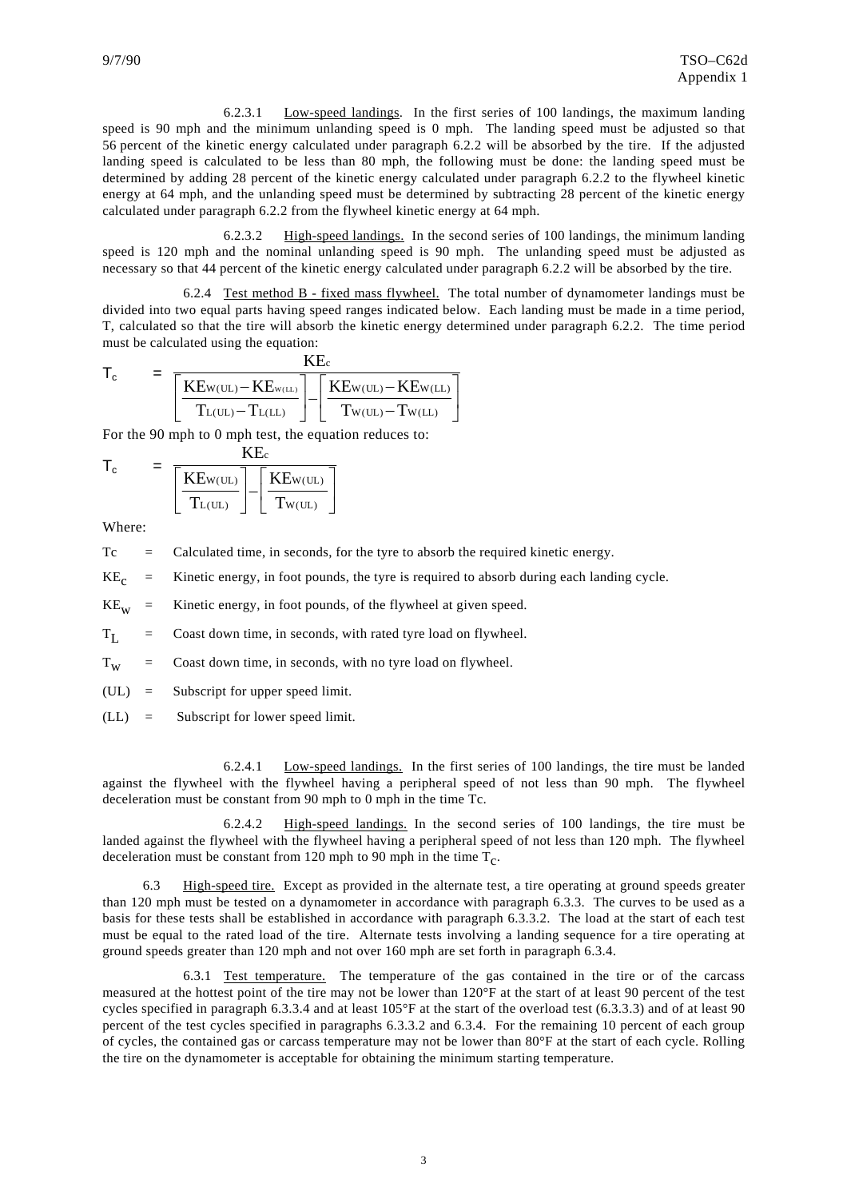6.2.3.1 Low-speed landings. In the first series of 100 landings, the maximum landing speed is 90 mph and the minimum unlanding speed is 0 mph. The landing speed must be adjusted so that 56 percent of the kinetic energy calculated under paragraph 6.2.2 will be absorbed by the tire. If the adjusted landing speed is calculated to be less than 80 mph, the following must be done: the landing speed must be determined by adding 28 percent of the kinetic energy calculated under paragraph 6.2.2 to the flywheel kinetic energy at 64 mph, and the unlanding speed must be determined by subtracting 28 percent of the kinetic energy calculated under paragraph 6.2.2 from the flywheel kinetic energy at 64 mph.

6.2.3.2 High-speed landings. In the second series of 100 landings, the minimum landing speed is 120 mph and the nominal unlanding speed is 90 mph. The unlanding speed must be adjusted as necessary so that 44 percent of the kinetic energy calculated under paragraph 6.2.2 will be absorbed by the tire.

6.2.4 Test method B - fixed mass flywheel. The total number of dynamometer landings must be divided into two equal parts having speed ranges indicated below. Each landing must be made in a time period, T, calculated so that the tire will absorb the kinetic energy determined under paragraph 6.2.2. The time period must be calculated using the equation:

$$T_c = \frac{KE_c}{\left[\dfrac{KE_{W(UL)} - KE_{W(LL)}}{T_{L(UL)} - T_{L(LL)}}\right] - \left[\dfrac{KE_{W(UL)} - KE_{W(LL)}}{T_{W(UL)} - T_{W(LL)}}\right]}$$

For the 90 mph to 0 mph test, the equation reduces to:

$$T_c = \frac{KE_c}{\left[\dfrac{KE_{W(UL)}}{T_{L(UL)}}\right] - \left[\dfrac{KE_{W(UL)}}{T_{W(UL)}}\right]}$$

Where:

$T_c$ = Calculated time, in seconds, for the tyre to absorb the required kinetic energy.

$KE_c$ = Kinetic energy, in foot pounds, the tyre is required to absorb during each landing cycle.

$KE_W$ = Kinetic energy, in foot pounds, of the flywheel at given speed.

$T_L$ = Coast down time, in seconds, with rated tyre load on flywheel.

$T_W$ = Coast down time, in seconds, with no tyre load on flywheel.

(UL) = Subscript for upper speed limit.

(LL) = Subscript for lower speed limit.

6.2.4.1 Low-speed landings. In the first series of 100 landings, the tire must be landed against the flywheel with the flywheel having a peripheral speed of not less than 90 mph. The flywheel deceleration must be constant from 90 mph to 0 mph in the time Tc.

6.2.4.2 High-speed landings. In the second series of 100 landings, the tire must be landed against the flywheel with the flywheel having a peripheral speed of not less than 120 mph. The flywheel deceleration must be constant from 120 mph to 90 mph in the time $T_c$.

6.3 High-speed tire. Except as provided in the alternate test, a tire operating at ground speeds greater than 120 mph must be tested on a dynamometer in accordance with paragraph 6.3.3. The curves to be used as a basis for these tests shall be established in accordance with paragraph 6.3.3.2. The load at the start of each test must be equal to the rated load of the tire. Alternate tests involving a landing sequence for a tire operating at ground speeds greater than 120 mph and not over 160 mph are set forth in paragraph 6.3.4.

6.3.1 Test temperature. The temperature of the gas contained in the tire or of the carcass measured at the hottest point of the tire may not be lower than 120°F at the start of at least 90 percent of the test cycles specified in paragraph 6.3.3.4 and at least 105°F at the start of the overload test (6.3.3.3) and of at least 90 percent of the test cycles specified in paragraphs 6.3.3.2 and 6.3.4. For the remaining 10 percent of each group of cycles, the contained gas or carcass temperature may not be lower than 80°F at the start of each cycle. Rolling the tire on the dynamometer is acceptable for obtaining the minimum starting temperature.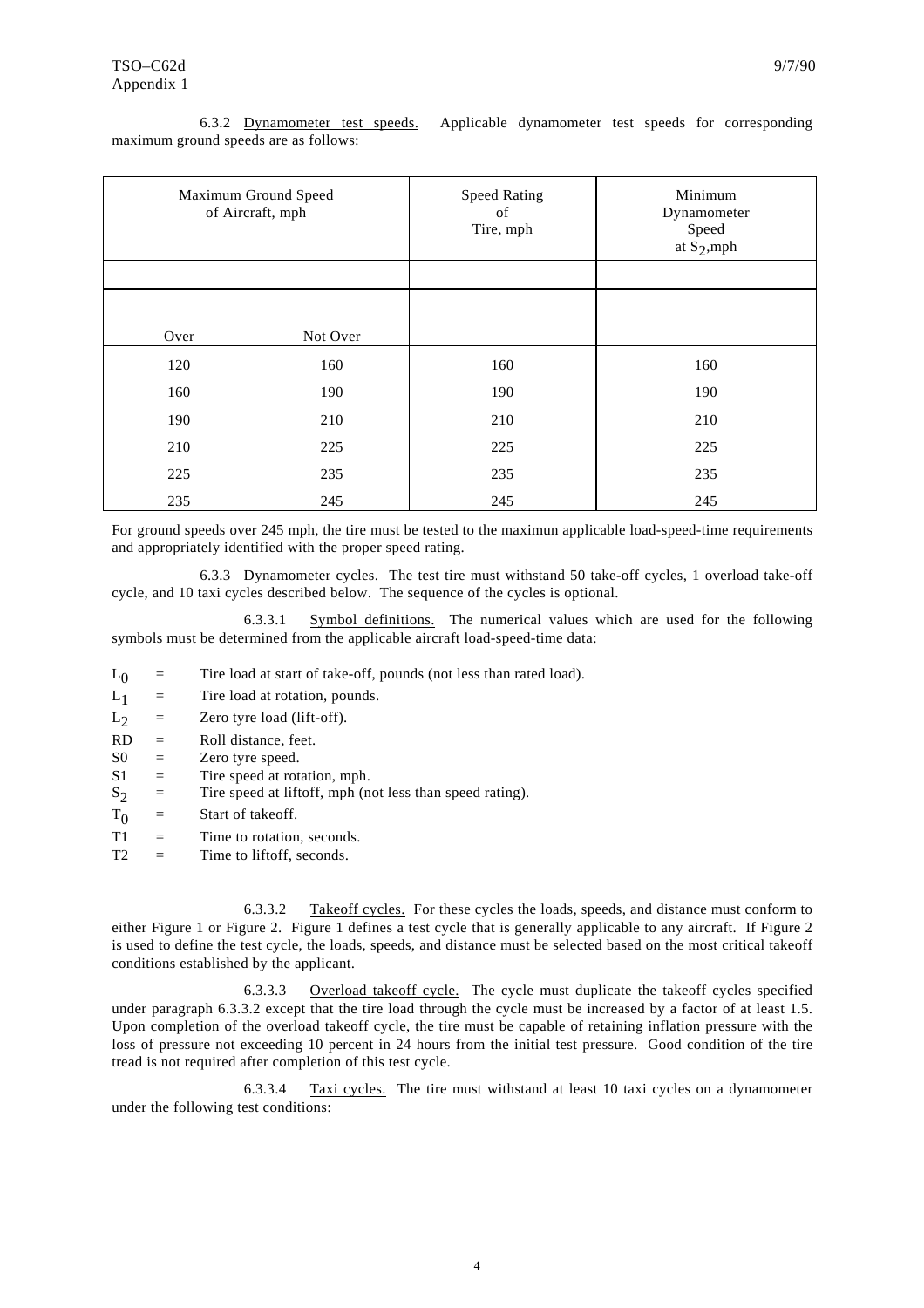6.3.2 Dynamometer test speeds. Applicable dynamometer test speeds for corresponding maximum ground speeds are as follows:

| Maximum Ground Speed of Aircraft, mph | | Speed Rating of Tire, mph | Minimum Dynamometer Speed at $S_2$,mph |
|---|---|---|---|
| Over | Not Over | | |
| 120 | 160 | 160 | 160 |
| 160 | 190 | 190 | 190 |
| 190 | 210 | 210 | 210 |
| 210 | 225 | 225 | 225 |
| 225 | 235 | 235 | 235 |
| 235 | 245 | 245 | 245 |

For ground speeds over 245 mph, the tire must be tested to the maximun applicable load-speed-time requirements and appropriately identified with the proper speed rating.

6.3.3 Dynamometer cycles. The test tire must withstand 50 take-off cycles, 1 overload take-off cycle, and 10 taxi cycles described below. The sequence of the cycles is optional.

6.3.3.1 Symbol definitions. The numerical values which are used for the following symbols must be determined from the applicable aircraft load-speed-time data:

$L_0$ = Tire load at start of take-off, pounds (not less than rated load).
$L_1$ = Tire load at rotation, pounds.
$L_2$ = Zero tyre load (lift-off).
RD = Roll distance, feet.
S0 = Zero tyre speed.
S1 = Tire speed at rotation, mph.
$S_2$ = Tire speed at liftoff, mph (not less than speed rating).
$T_0$ = Start of takeoff.
T1 = Time to rotation, seconds.
T2 = Time to liftoff, seconds.

6.3.3.2 Takeoff cycles. For these cycles the loads, speeds, and distance must conform to either Figure 1 or Figure 2. Figure 1 defines a test cycle that is generally applicable to any aircraft. If Figure 2 is used to define the test cycle, the loads, speeds, and distance must be selected based on the most critical takeoff conditions established by the applicant.

6.3.3.3 Overload takeoff cycle. The cycle must duplicate the takeoff cycles specified under paragraph 6.3.3.2 except that the tire load through the cycle must be increased by a factor of at least 1.5. Upon completion of the overload takeoff cycle, the tire must be capable of retaining inflation pressure with the loss of pressure not exceeding 10 percent in 24 hours from the initial test pressure. Good condition of the tire tread is not required after completion of this test cycle.

6.3.3.4 Taxi cycles. The tire must withstand at least 10 taxi cycles on a dynamometer under the following test conditions: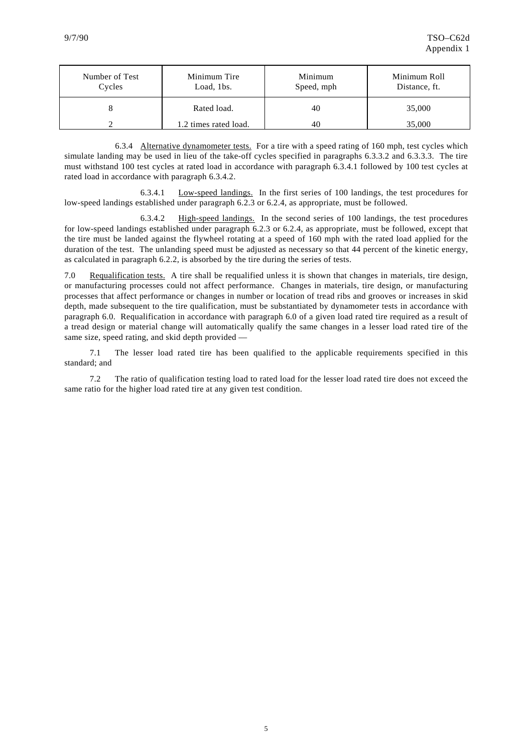| Number of Test Cycles | Minimum Tire Load, 1bs. | Minimum Speed, mph | Minimum Roll Distance, ft. |
|---|---|---|---|
| 8 | Rated load. | 40 | 35,000 |
| 2 | 1.2 times rated load. | 40 | 35,000 |

6.3.4 Alternative dynamometer tests. For a tire with a speed rating of 160 mph, test cycles which simulate landing may be used in lieu of the take-off cycles specified in paragraphs 6.3.3.2 and 6.3.3.3. The tire must withstand 100 test cycles at rated load in accordance with paragraph 6.3.4.1 followed by 100 test cycles at rated load in accordance with paragraph 6.3.4.2.

6.3.4.1 Low-speed landings. In the first series of 100 landings, the test procedures for low-speed landings established under paragraph 6.2.3 or 6.2.4, as appropriate, must be followed.

6.3.4.2 High-speed landings. In the second series of 100 landings, the test procedures for low-speed landings established under paragraph 6.2.3 or 6.2.4, as appropriate, must be followed, except that the tire must be landed against the flywheel rotating at a speed of 160 mph with the rated load applied for the duration of the test. The unlanding speed must be adjusted as necessary so that 44 percent of the kinetic energy, as calculated in paragraph 6.2.2, is absorbed by the tire during the series of tests.

7.0 Requalification tests. A tire shall be requalified unless it is shown that changes in materials, tire design, or manufacturing processes could not affect performance. Changes in materials, tire design, or manufacturing processes that affect performance or changes in number or location of tread ribs and grooves or increases in skid depth, made subsequent to the tire qualification, must be substantiated by dynamometer tests in accordance with paragraph 6.0. Requalification in accordance with paragraph 6.0 of a given load rated tire required as a result of a tread design or material change will automatically qualify the same changes in a lesser load rated tire of the same size, speed rating, and skid depth provided —

7.1 The lesser load rated tire has been qualified to the applicable requirements specified in this standard; and

7.2 The ratio of qualification testing load to rated load for the lesser load rated tire does not exceed the same ratio for the higher load rated tire at any given test condition.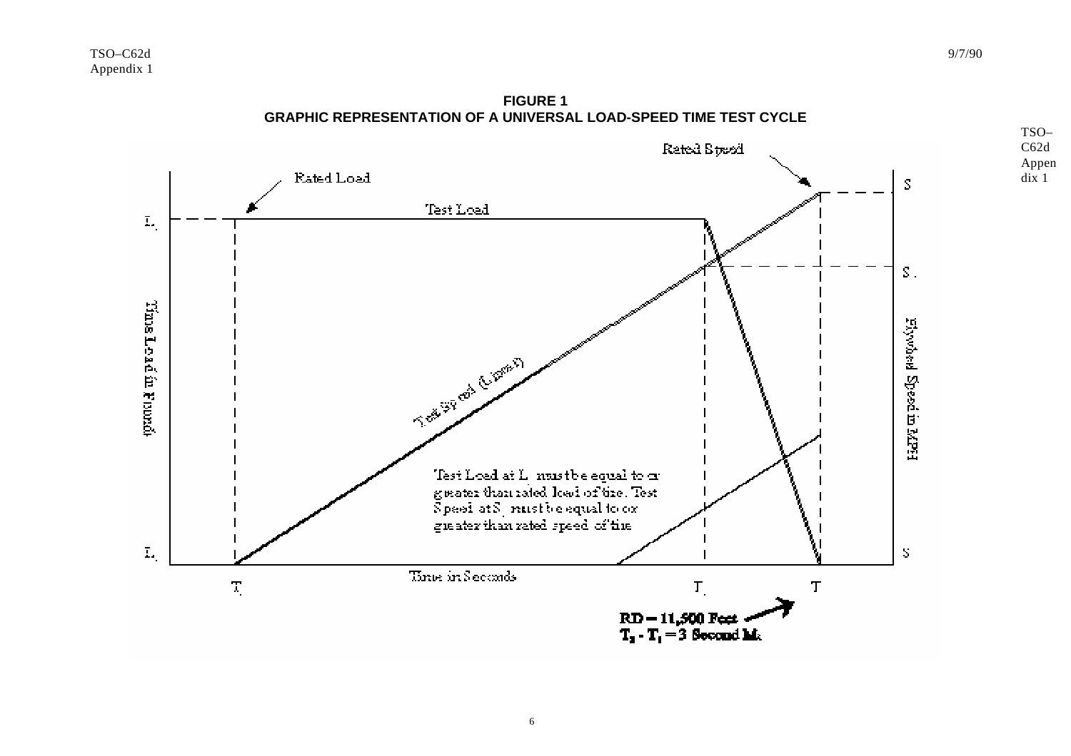**FIGURE 1**
**GRAPHIC REPRESENTATION OF A UNIVERSAL LOAD-SPEED TIME TEST CYCLE**

Rated Load

Rated Speed

Test Load

$L_1$

$L_0$

$S$

$S_1$

$S$

Tire Load in Pounds

Flywheel Speed in MPH

Test Speed (Linear)

Test Load at $L_1$ must be equal to or greater than rated load of tire. Test Speed at $S_1$ must be equal to or greater than rated speed of tire

Time in Seconds

$T_0$ $T_1$ $T$

**RD = 11,500 Feet**
**$T_2$ - $T_1$ = 3 Second Mi.**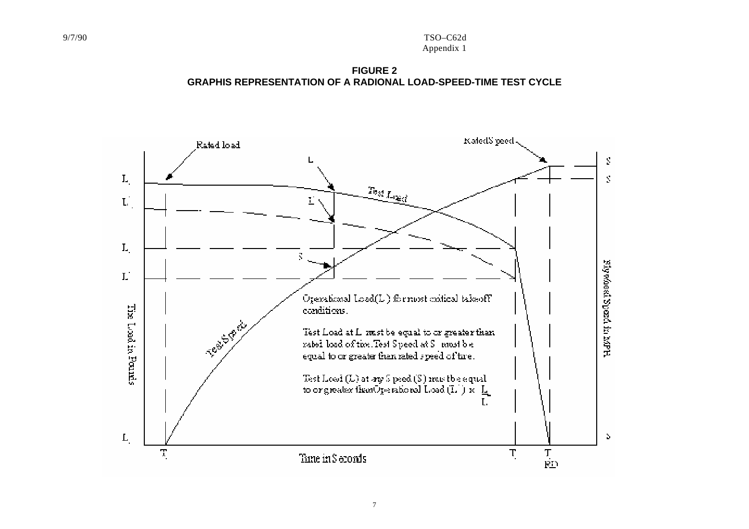**FIGURE 2**
**GRAPHIS REPRESENTATION OF A RADIONAL LOAD-SPEED-TIME TEST CYCLE**

Rated load

Rated Speed

Test Load

Test Speed

Operational Load (L ) for most critical takeoff conditions.

Test Load at L must be equal to or greater than rated load of tire. Test Speed at S must be equal to or greater than rated speed of tire.

Test Load (L) at any Speed (S) must be equal to or greater than Operational Load (L') × L / L'

Tire Load in Pounds

Flywheel Speed in MPH

Time in Seconds

T

T

T RD